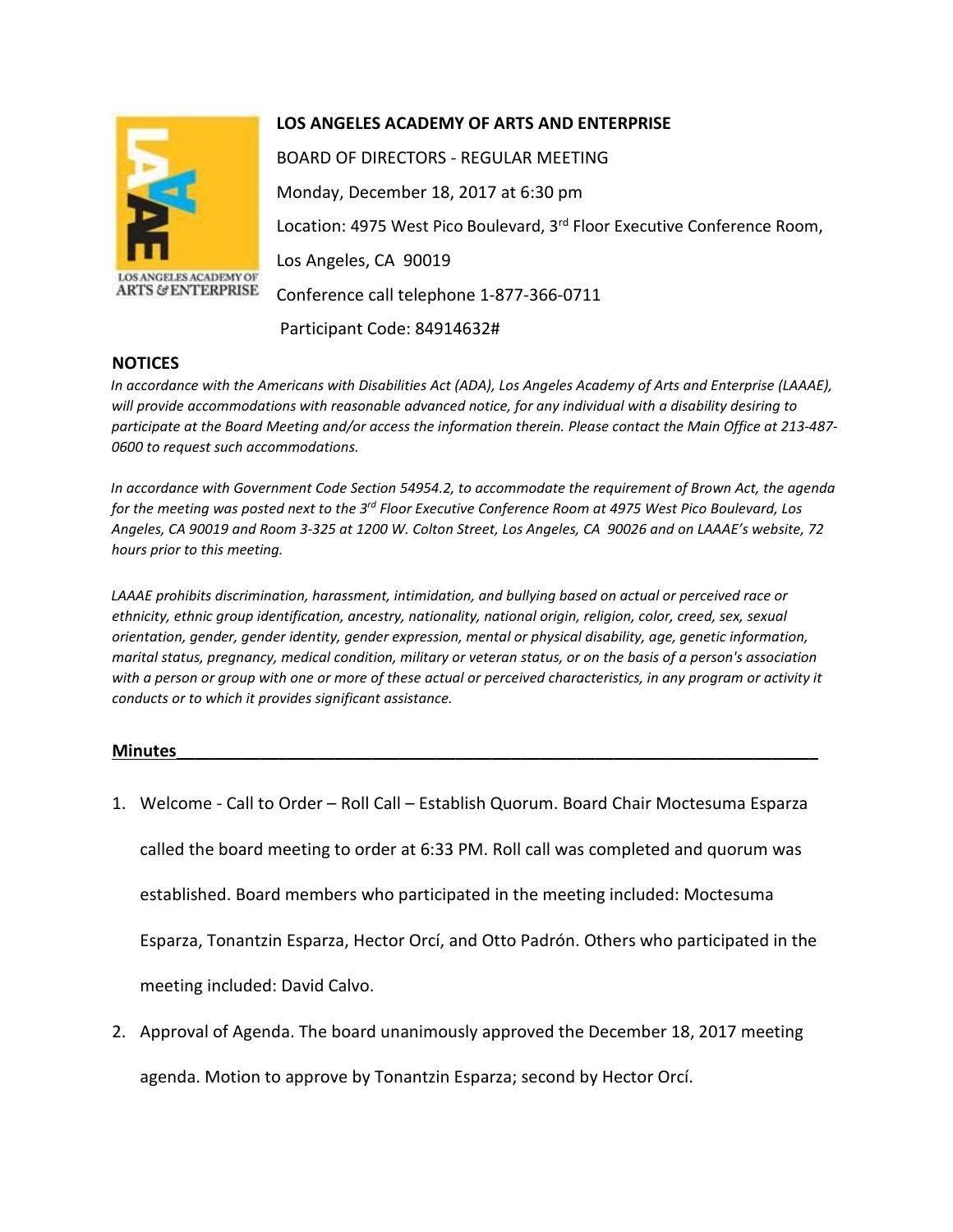**LOS ANGELES ACADEMY OF ARTS AND ENTERPRISE**

BOARD OF DIRECTORS - REGULAR MEETING

Monday, December 18, 2017 at 6:30 pm

Location: 4975 West Pico Boulevard, 3rd Floor Executive Conference Room,

Los Angeles, CA 90019

Conference call telephone 1-877-366-0711

Participant Code: 84914632#

## NOTICES

*In accordance with the Americans with Disabilities Act (ADA), Los Angeles Academy of Arts and Enterprise (LAAAE), will provide accommodations with reasonable advanced notice, for any individual with a disability desiring to participate at the Board Meeting and/or access the information therein. Please contact the Main Office at 213-487-0600 to request such accommodations.*

*In accordance with Government Code Section 54954.2, to accommodate the requirement of Brown Act, the agenda for the meeting was posted next to the 3rd Floor Executive Conference Room at 4975 West Pico Boulevard, Los Angeles, CA 90019 and Room 3-325 at 1200 W. Colton Street, Los Angeles, CA 90026 and on LAAAE's website, 72 hours prior to this meeting.*

*LAAAE prohibits discrimination, harassment, intimidation, and bullying based on actual or perceived race or ethnicity, ethnic group identification, ancestry, nationality, national origin, religion, color, creed, sex, sexual orientation, gender, gender identity, gender expression, mental or physical disability, age, genetic information, marital status, pregnancy, medical condition, military or veteran status, or on the basis of a person's association with a person or group with one or more of these actual or perceived characteristics, in any program or activity it conducts or to which it provides significant assistance.*

## Minutes

1. Welcome - Call to Order – Roll Call – Establish Quorum. Board Chair Moctesuma Esparza called the board meeting to order at 6:33 PM. Roll call was completed and quorum was established. Board members who participated in the meeting included: Moctesuma Esparza, Tonantzin Esparza, Hector Orcí, and Otto Padrón. Others who participated in the meeting included: David Calvo.
2. Approval of Agenda. The board unanimously approved the December 18, 2017 meeting agenda. Motion to approve by Tonantzin Esparza; second by Hector Orcí.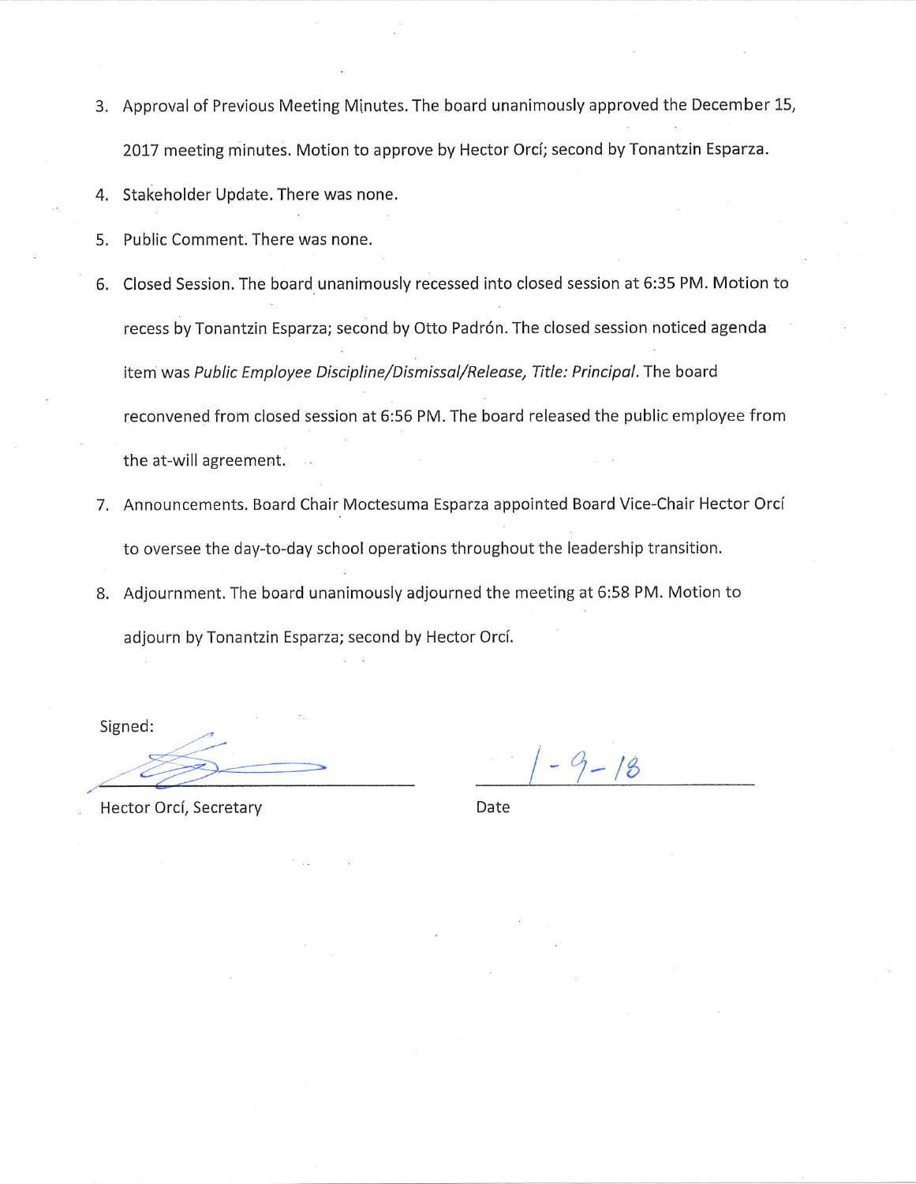3. Approval of Previous Meeting Minutes. The board unanimously approved the December 15, 2017 meeting minutes. Motion to approve by Hector Orcí; second by Tonantzin Esparza.
4. Stakeholder Update. There was none.
5. Public Comment. There was none.
6. Closed Session. The board unanimously recessed into closed session at 6:35 PM. Motion to recess by Tonantzin Esparza; second by Otto Padrón. The closed session noticed agenda item was *Public Employee Discipline/Dismissal/Release, Title: Principal*. The board reconvened from closed session at 6:56 PM. The board released the public employee from the at-will agreement.
7. Announcements. Board Chair Moctesuma Esparza appointed Board Vice-Chair Hector Orcí to oversee the day-to-day school operations throughout the leadership transition.
8. Adjournment. The board unanimously adjourned the meeting at 6:58 PM. Motion to adjourn by Tonantzin Esparza; second by Hector Orcí.

Signed:

Hector Orcí, Secretary

1-9-18

Date